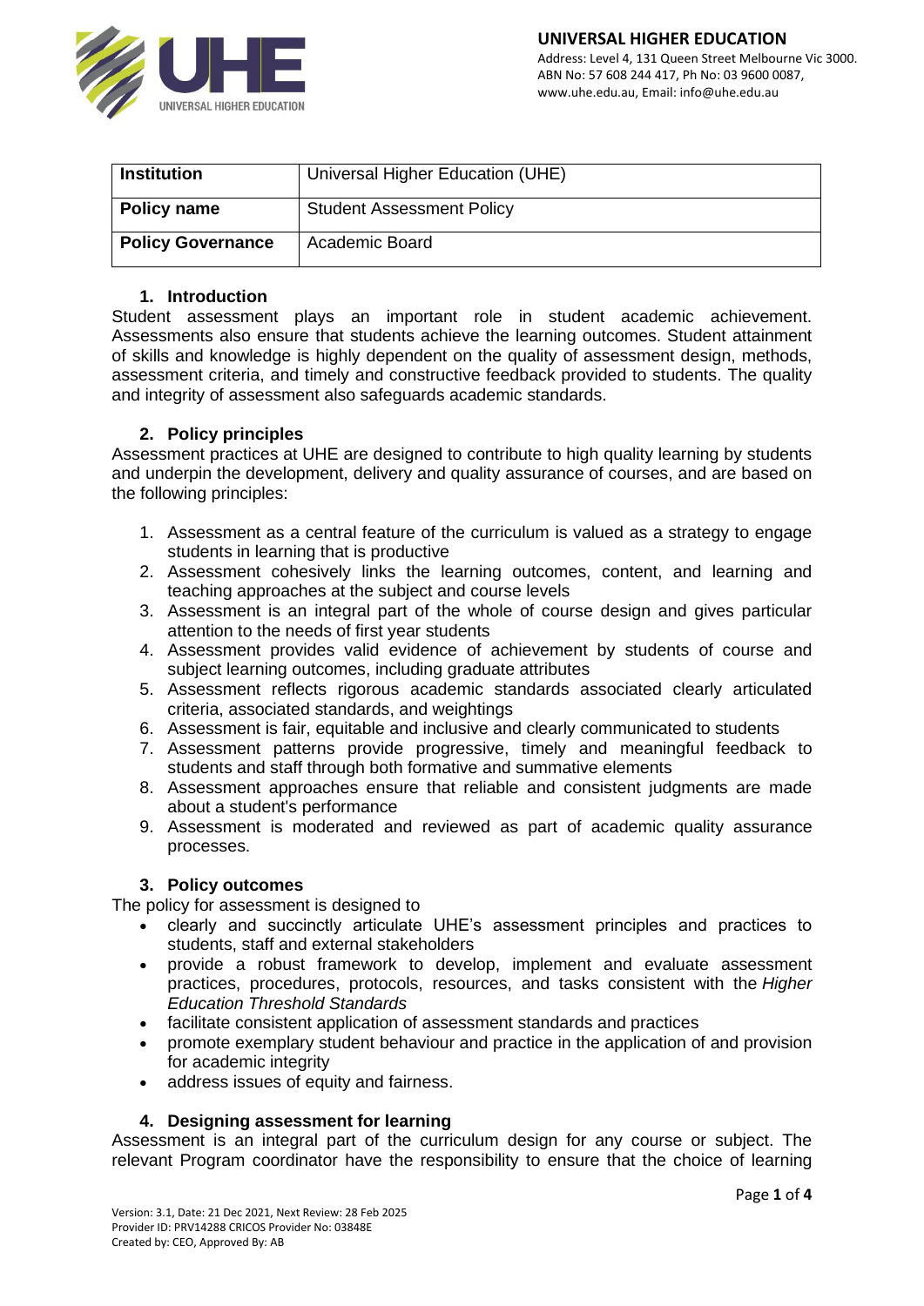| Institution | Universal Higher Education (UHE) |
|---|---|
| Policy name | Student Assessment Policy |
| Policy Governance | Academic Board |

## 1. Introduction

Student assessment plays an important role in student academic achievement. Assessments also ensure that students achieve the learning outcomes. Student attainment of skills and knowledge is highly dependent on the quality of assessment design, methods, assessment criteria, and timely and constructive feedback provided to students. The quality and integrity of assessment also safeguards academic standards.

## 2. Policy principles

Assessment practices at UHE are designed to contribute to high quality learning by students and underpin the development, delivery and quality assurance of courses, and are based on the following principles:

1. Assessment as a central feature of the curriculum is valued as a strategy to engage students in learning that is productive
2. Assessment cohesively links the learning outcomes, content, and learning and teaching approaches at the subject and course levels
3. Assessment is an integral part of the whole of course design and gives particular attention to the needs of first year students
4. Assessment provides valid evidence of achievement by students of course and subject learning outcomes, including graduate attributes
5. Assessment reflects rigorous academic standards associated clearly articulated criteria, associated standards, and weightings
6. Assessment is fair, equitable and inclusive and clearly communicated to students
7. Assessment patterns provide progressive, timely and meaningful feedback to students and staff through both formative and summative elements
8. Assessment approaches ensure that reliable and consistent judgments are made about a student's performance
9. Assessment is moderated and reviewed as part of academic quality assurance processes.

## 3. Policy outcomes

The policy for assessment is designed to

- clearly and succinctly articulate UHE's assessment principles and practices to students, staff and external stakeholders
- provide a robust framework to develop, implement and evaluate assessment practices, procedures, protocols, resources, and tasks consistent with the *Higher Education Threshold Standards*
- facilitate consistent application of assessment standards and practices
- promote exemplary student behaviour and practice in the application of and provision for academic integrity
- address issues of equity and fairness.

## 4. Designing assessment for learning

Assessment is an integral part of the curriculum design for any course or subject. The relevant Program coordinator have the responsibility to ensure that the choice of learning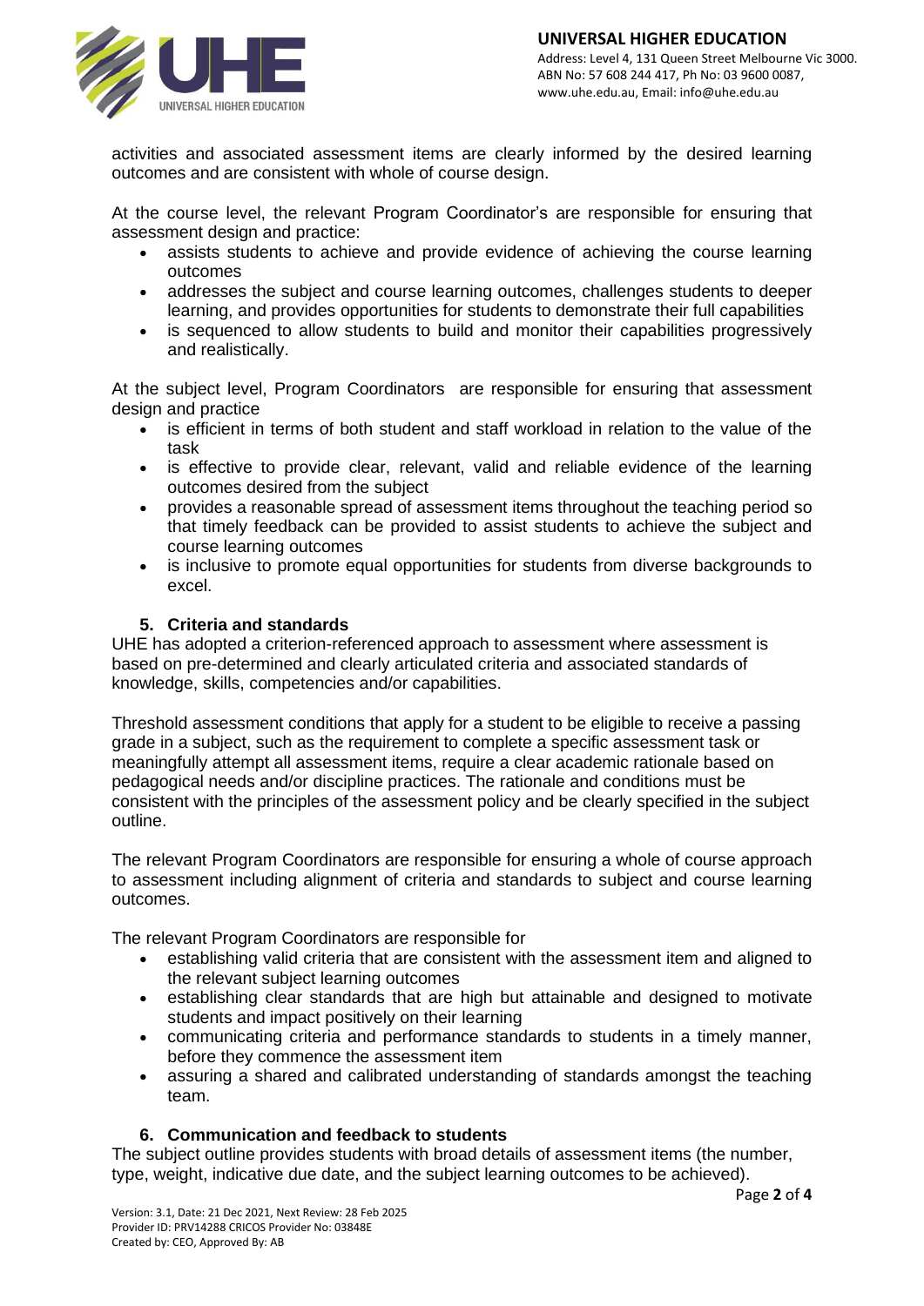activities and associated assessment items are clearly informed by the desired learning outcomes and are consistent with whole of course design.

At the course level, the relevant Program Coordinator's are responsible for ensuring that assessment design and practice:

- assists students to achieve and provide evidence of achieving the course learning outcomes
- addresses the subject and course learning outcomes, challenges students to deeper learning, and provides opportunities for students to demonstrate their full capabilities
- is sequenced to allow students to build and monitor their capabilities progressively and realistically.

At the subject level, Program Coordinators are responsible for ensuring that assessment design and practice

- is efficient in terms of both student and staff workload in relation to the value of the task
- is effective to provide clear, relevant, valid and reliable evidence of the learning outcomes desired from the subject
- provides a reasonable spread of assessment items throughout the teaching period so that timely feedback can be provided to assist students to achieve the subject and course learning outcomes
- is inclusive to promote equal opportunities for students from diverse backgrounds to excel.

## 5. Criteria and standards

UHE has adopted a criterion-referenced approach to assessment where assessment is based on pre-determined and clearly articulated criteria and associated standards of knowledge, skills, competencies and/or capabilities.

Threshold assessment conditions that apply for a student to be eligible to receive a passing grade in a subject, such as the requirement to complete a specific assessment task or meaningfully attempt all assessment items, require a clear academic rationale based on pedagogical needs and/or discipline practices. The rationale and conditions must be consistent with the principles of the assessment policy and be clearly specified in the subject outline.

The relevant Program Coordinators are responsible for ensuring a whole of course approach to assessment including alignment of criteria and standards to subject and course learning outcomes.

The relevant Program Coordinators are responsible for

- establishing valid criteria that are consistent with the assessment item and aligned to the relevant subject learning outcomes
- establishing clear standards that are high but attainable and designed to motivate students and impact positively on their learning
- communicating criteria and performance standards to students in a timely manner, before they commence the assessment item
- assuring a shared and calibrated understanding of standards amongst the teaching team.

## 6. Communication and feedback to students

The subject outline provides students with broad details of assessment items (the number, type, weight, indicative due date, and the subject learning outcomes to be achieved).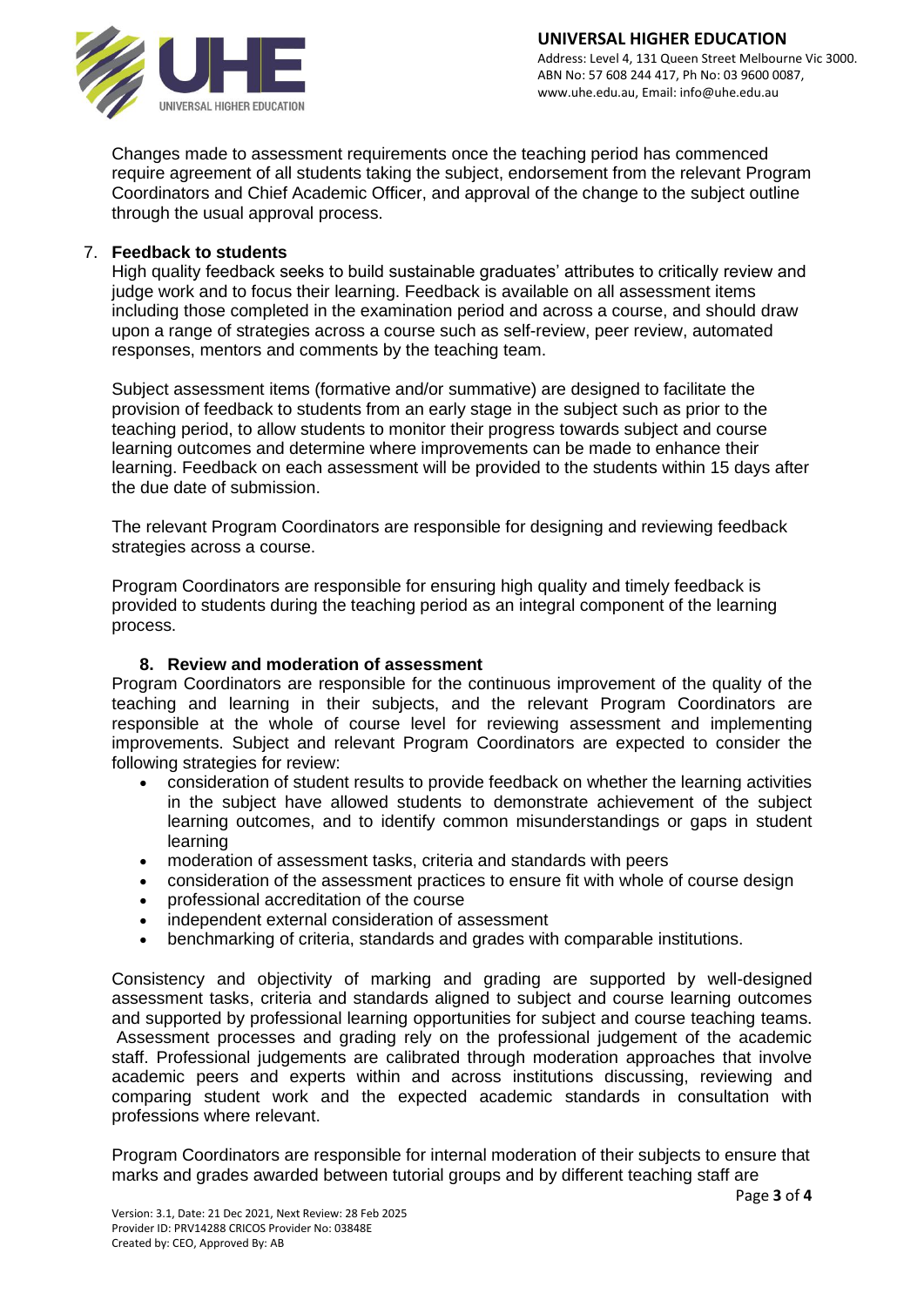Changes made to assessment requirements once the teaching period has commenced require agreement of all students taking the subject, endorsement from the relevant Program Coordinators and Chief Academic Officer, and approval of the change to the subject outline through the usual approval process.

## 7. Feedback to students

High quality feedback seeks to build sustainable graduates' attributes to critically review and judge work and to focus their learning. Feedback is available on all assessment items including those completed in the examination period and across a course, and should draw upon a range of strategies across a course such as self-review, peer review, automated responses, mentors and comments by the teaching team.

Subject assessment items (formative and/or summative) are designed to facilitate the provision of feedback to students from an early stage in the subject such as prior to the teaching period, to allow students to monitor their progress towards subject and course learning outcomes and determine where improvements can be made to enhance their learning. Feedback on each assessment will be provided to the students within 15 days after the due date of submission.

The relevant Program Coordinators are responsible for designing and reviewing feedback strategies across a course.

Program Coordinators are responsible for ensuring high quality and timely feedback is provided to students during the teaching period as an integral component of the learning process.

## 8. Review and moderation of assessment

Program Coordinators are responsible for the continuous improvement of the quality of the teaching and learning in their subjects, and the relevant Program Coordinators are responsible at the whole of course level for reviewing assessment and implementing improvements. Subject and relevant Program Coordinators are expected to consider the following strategies for review:

- consideration of student results to provide feedback on whether the learning activities in the subject have allowed students to demonstrate achievement of the subject learning outcomes, and to identify common misunderstandings or gaps in student learning
- moderation of assessment tasks, criteria and standards with peers
- consideration of the assessment practices to ensure fit with whole of course design
- professional accreditation of the course
- independent external consideration of assessment
- benchmarking of criteria, standards and grades with comparable institutions.

Consistency and objectivity of marking and grading are supported by well-designed assessment tasks, criteria and standards aligned to subject and course learning outcomes and supported by professional learning opportunities for subject and course teaching teams. Assessment processes and grading rely on the professional judgement of the academic staff. Professional judgements are calibrated through moderation approaches that involve academic peers and experts within and across institutions discussing, reviewing and comparing student work and the expected academic standards in consultation with professions where relevant.

Program Coordinators are responsible for internal moderation of their subjects to ensure that marks and grades awarded between tutorial groups and by different teaching staff are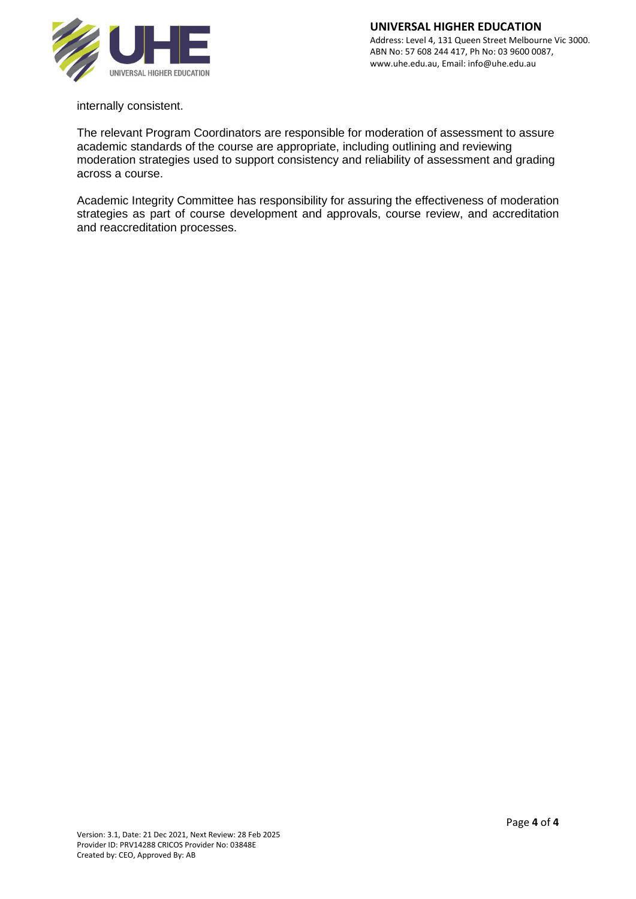internally consistent.

The relevant Program Coordinators are responsible for moderation of assessment to assure academic standards of the course are appropriate, including outlining and reviewing moderation strategies used to support consistency and reliability of assessment and grading across a course.

Academic Integrity Committee has responsibility for assuring the effectiveness of moderation strategies as part of course development and approvals, course review, and accreditation and reaccreditation processes.